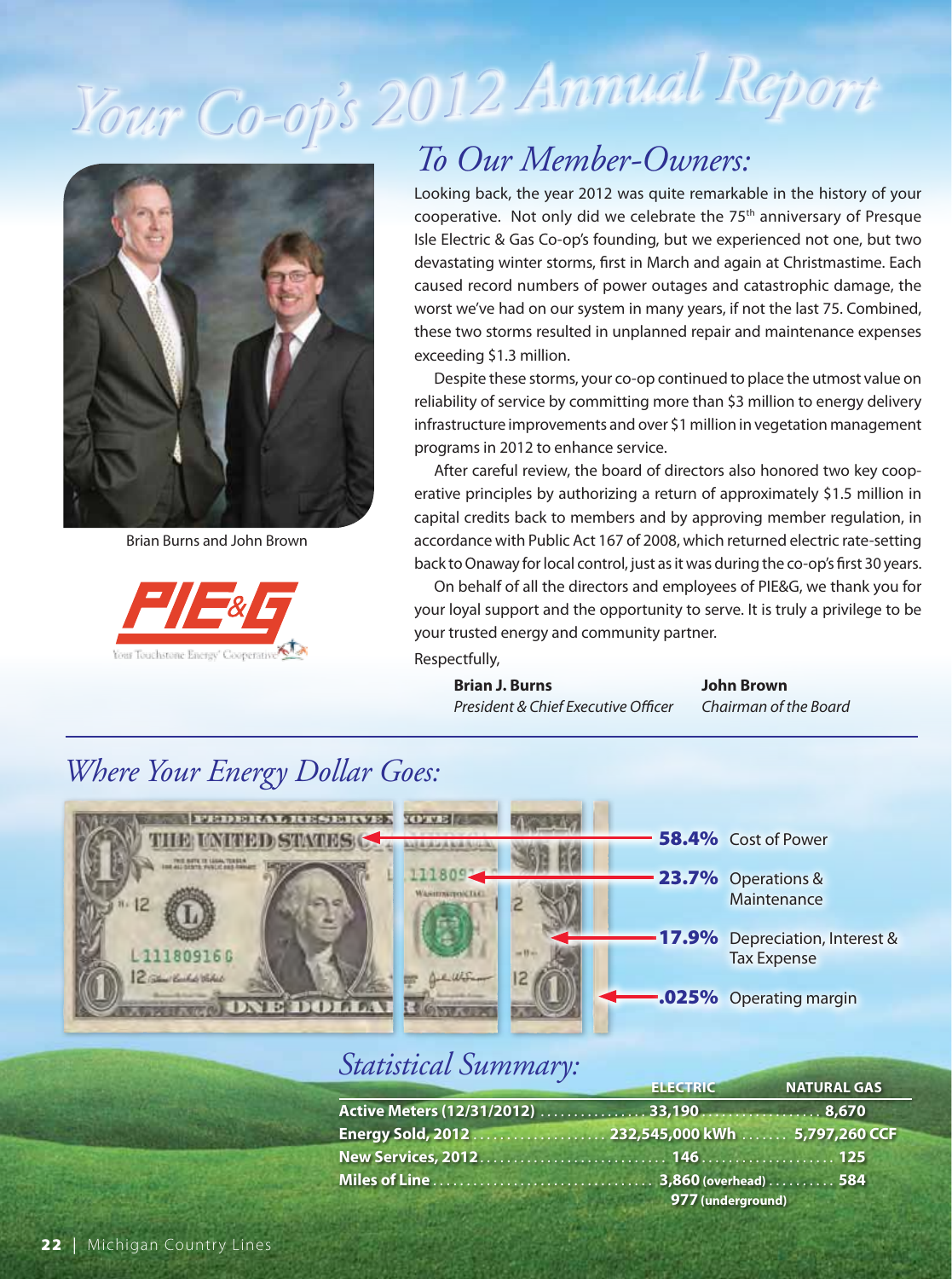# Your Co-op's 2012 Annual Report

## To Our Member-Owners:

Brian Burns and John Brown

PIE&G — Your Touchstone Energy® Cooperative

Looking back, the year 2012 was quite remarkable in the history of your cooperative. Not only did we celebrate the 75th anniversary of Presque Isle Electric & Gas Co-op's founding, but we experienced not one, but two devastating winter storms, first in March and again at Christmastime. Each caused record numbers of power outages and catastrophic damage, the worst we've had on our system in many years, if not the last 75. Combined, these two storms resulted in unplanned repair and maintenance expenses exceeding $1.3 million.

Despite these storms, your co-op continued to place the utmost value on reliability of service by committing more than $3 million to energy delivery infrastructure improvements and over $1 million in vegetation management programs in 2012 to enhance service.

After careful review, the board of directors also honored two key cooperative principles by authorizing a return of approximately $1.5 million in capital credits back to members and by approving member regulation, in accordance with Public Act 167 of 2008, which returned electric rate-setting back to Onaway for local control, just as it was during the co-op's first 30 years.

On behalf of all the directors and employees of PIE&G, we thank you for your loyal support and the opportunity to serve. It is truly a privilege to be your trusted energy and community partner.

Respectfully,

**Brian J. Burns**
*President & Chief Executive Officer*

**John Brown**
*Chairman of the Board*

## Where Your Energy Dollar Goes:

- **58.4%** Cost of Power
- **23.7%** Operations & Maintenance
- **17.9%** Depreciation, Interest & Tax Expense
- **.025%** Operating margin

## Statistical Summary:

| | ELECTRIC | NATURAL GAS |
|---|---|---|
| Active Meters (12/31/2012) | 33,190 | 8,670 |
| Energy Sold, 2012 | 232,545,000 kWh | 5,797,260 CCF |
| New Services, 2012 | 146 | 125 |
| Miles of Line | 3,860 (overhead) 977 (underground) | 584 |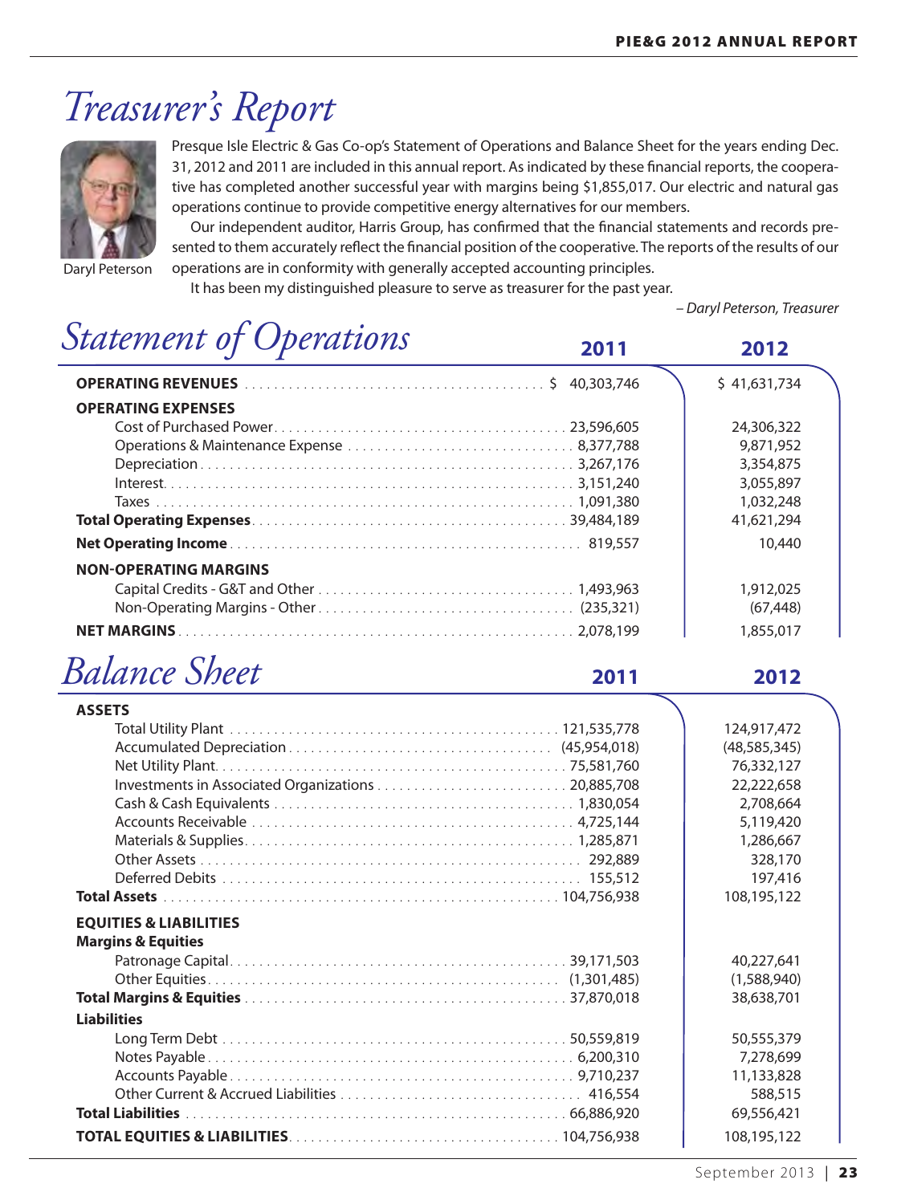# Treasurer's Report

Daryl Peterson

Presque Isle Electric & Gas Co-op's Statement of Operations and Balance Sheet for the years ending Dec. 31, 2012 and 2011 are included in this annual report. As indicated by these financial reports, the cooperative has completed another successful year with margins being $1,855,017. Our electric and natural gas operations continue to provide competitive energy alternatives for our members.

Our independent auditor, Harris Group, has confirmed that the financial statements and records presented to them accurately reflect the financial position of the cooperative. The reports of the results of our operations are in conformity with generally accepted accounting principles.

It has been my distinguished pleasure to serve as treasurer for the past year.

*– Daryl Peterson, Treasurer*

# Statement of Operations

| | 2011 | 2012 |
|---|---|---|
| **OPERATING REVENUES** | $ 40,303,746 | $ 41,631,734 |
| **OPERATING EXPENSES** | | |
| Cost of Purchased Power | 23,596,605 | 24,306,322 |
| Operations & Maintenance Expense | 8,377,788 | 9,871,952 |
| Depreciation | 3,267,176 | 3,354,875 |
| Interest | 3,151,240 | 3,055,897 |
| Taxes | 1,091,380 | 1,032,248 |
| **Total Operating Expenses** | 39,484,189 | 41,621,294 |
| **Net Operating Income** | 819,557 | 10,440 |
| **NON-OPERATING MARGINS** | | |
| Capital Credits - G&T and Other | 1,493,963 | 1,912,025 |
| Non-Operating Margins - Other | (235,321) | (67,448) |
| **NET MARGINS** | 2,078,199 | 1,855,017 |

# Balance Sheet

| | 2011 | 2012 |
|---|---|---|
| **ASSETS** | | |
| Total Utility Plant | 121,535,778 | 124,917,472 |
| Accumulated Depreciation | (45,954,018) | (48,585,345) |
| Net Utility Plant | 75,581,760 | 76,332,127 |
| Investments in Associated Organizations | 20,885,708 | 22,222,658 |
| Cash & Cash Equivalents | 1,830,054 | 2,708,664 |
| Accounts Receivable | 4,725,144 | 5,119,420 |
| Materials & Supplies | 1,285,871 | 1,286,667 |
| Other Assets | 292,889 | 328,170 |
| Deferred Debits | 155,512 | 197,416 |
| **Total Assets** | 104,756,938 | 108,195,122 |
| **EQUITIES & LIABILITIES** | | |
| **Margins & Equities** | | |
| Patronage Capital | 39,171,503 | 40,227,641 |
| Other Equities | (1,301,485) | (1,588,940) |
| **Total Margins & Equities** | 37,870,018 | 38,638,701 |
| **Liabilities** | | |
| Long Term Debt | 50,559,819 | 50,555,379 |
| Notes Payable | 6,200,310 | 7,278,699 |
| Accounts Payable | 9,710,237 | 11,133,828 |
| Other Current & Accrued Liabilities | 416,554 | 588,515 |
| **Total Liabilities** | 66,886,920 | 69,556,421 |
| **TOTAL EQUITIES & LIABILITIES** | 104,756,938 | 108,195,122 |